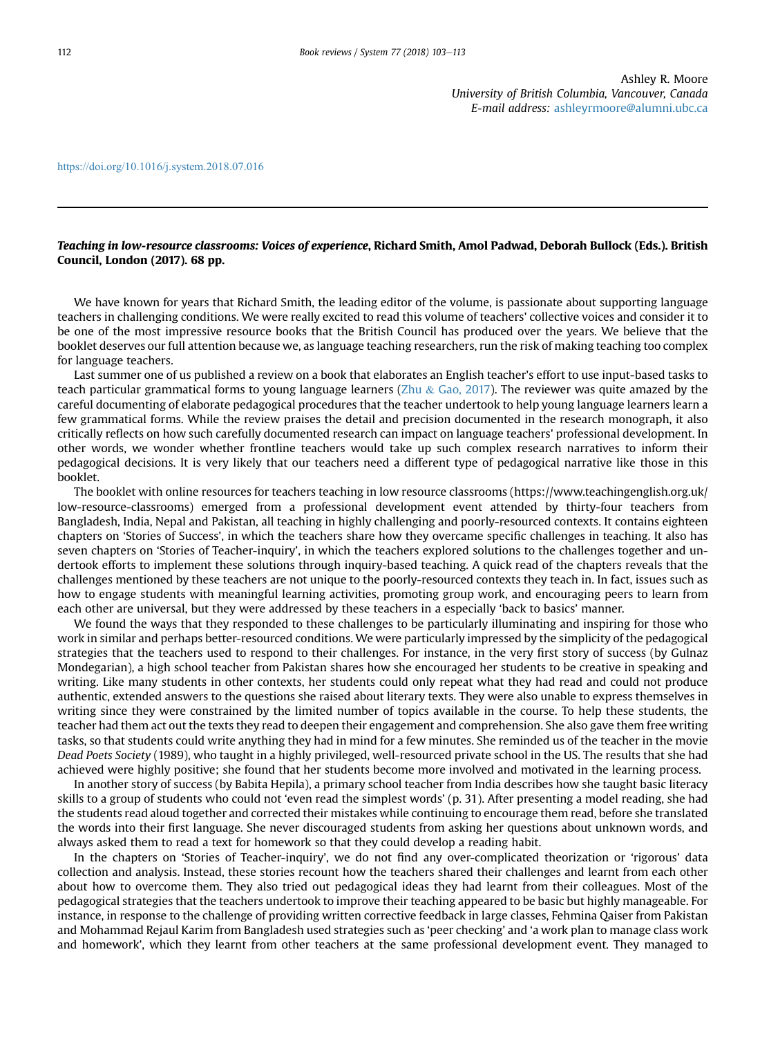Ashley R. Moore
*University of British Columbia, Vancouver, Canada*
*E-mail address:* ashleyrmoore@alumni.ubc.ca

https://doi.org/10.1016/j.system.2018.07.016

---

***Teaching in low-resource classrooms: Voices of experience*, Richard Smith, Amol Padwad, Deborah Bullock (Eds.). British Council, London (2017). 68 pp.**

We have known for years that Richard Smith, the leading editor of the volume, is passionate about supporting language teachers in challenging conditions. We were really excited to read this volume of teachers' collective voices and consider it to be one of the most impressive resource books that the British Council has produced over the years. We believe that the booklet deserves our full attention because we, as language teaching researchers, run the risk of making teaching too complex for language teachers.

Last summer one of us published a review on a book that elaborates an English teacher's effort to use input-based tasks to teach particular grammatical forms to young language learners (Zhu & Gao, 2017). The reviewer was quite amazed by the careful documenting of elaborate pedagogical procedures that the teacher undertook to help young language learners learn a few grammatical forms. While the review praises the detail and precision documented in the research monograph, it also critically reflects on how such carefully documented research can impact on language teachers' professional development. In other words, we wonder whether frontline teachers would take up such complex research narratives to inform their pedagogical decisions. It is very likely that our teachers need a different type of pedagogical narrative like those in this booklet.

The booklet with online resources for teachers teaching in low resource classrooms (https://www.teachingenglish.org.uk/low-resource-classrooms) emerged from a professional development event attended by thirty-four teachers from Bangladesh, India, Nepal and Pakistan, all teaching in highly challenging and poorly-resourced contexts. It contains eighteen chapters on 'Stories of Success', in which the teachers share how they overcame specific challenges in teaching. It also has seven chapters on 'Stories of Teacher-inquiry', in which the teachers explored solutions to the challenges together and undertook efforts to implement these solutions through inquiry-based teaching. A quick read of the chapters reveals that the challenges mentioned by these teachers are not unique to the poorly-resourced contexts they teach in. In fact, issues such as how to engage students with meaningful learning activities, promoting group work, and encouraging peers to learn from each other are universal, but they were addressed by these teachers in a especially 'back to basics' manner.

We found the ways that they responded to these challenges to be particularly illuminating and inspiring for those who work in similar and perhaps better-resourced conditions. We were particularly impressed by the simplicity of the pedagogical strategies that the teachers used to respond to their challenges. For instance, in the very first story of success (by Gulnaz Mondegarian), a high school teacher from Pakistan shares how she encouraged her students to be creative in speaking and writing. Like many students in other contexts, her students could only repeat what they had read and could not produce authentic, extended answers to the questions she raised about literary texts. They were also unable to express themselves in writing since they were constrained by the limited number of topics available in the course. To help these students, the teacher had them act out the texts they read to deepen their engagement and comprehension. She also gave them free writing tasks, so that students could write anything they had in mind for a few minutes. She reminded us of the teacher in the movie *Dead Poets Society* (1989), who taught in a highly privileged, well-resourced private school in the US. The results that she had achieved were highly positive; she found that her students become more involved and motivated in the learning process.

In another story of success (by Babita Hepila), a primary school teacher from India describes how she taught basic literacy skills to a group of students who could not 'even read the simplest words' (p. 31). After presenting a model reading, she had the students read aloud together and corrected their mistakes while continuing to encourage them read, before she translated the words into their first language. She never discouraged students from asking her questions about unknown words, and always asked them to read a text for homework so that they could develop a reading habit.

In the chapters on 'Stories of Teacher-inquiry', we do not find any over-complicated theorization or 'rigorous' data collection and analysis. Instead, these stories recount how the teachers shared their challenges and learnt from each other about how to overcome them. They also tried out pedagogical ideas they had learnt from their colleagues. Most of the pedagogical strategies that the teachers undertook to improve their teaching appeared to be basic but highly manageable. For instance, in response to the challenge of providing written corrective feedback in large classes, Fehmina Qaiser from Pakistan and Mohammad Rejaul Karim from Bangladesh used strategies such as 'peer checking' and 'a work plan to manage class work and homework', which they learnt from other teachers at the same professional development event. They managed to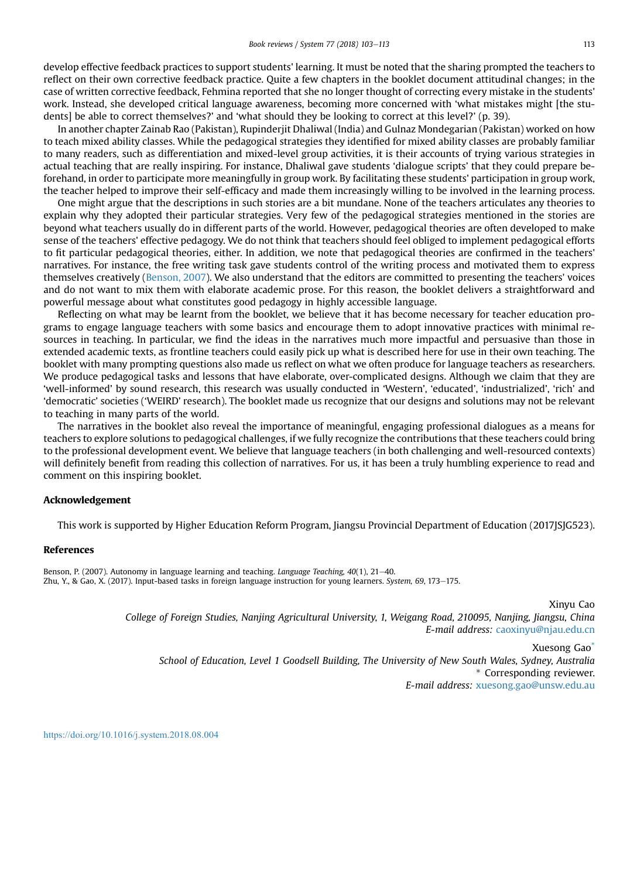develop effective feedback practices to support students' learning. It must be noted that the sharing prompted the teachers to reflect on their own corrective feedback practice. Quite a few chapters in the booklet document attitudinal changes; in the case of written corrective feedback, Fehmina reported that she no longer thought of correcting every mistake in the students' work. Instead, she developed critical language awareness, becoming more concerned with 'what mistakes might [the students] be able to correct themselves?' and 'what should they be looking to correct at this level?' (p. 39).

In another chapter Zainab Rao (Pakistan), Rupinderjit Dhaliwal (India) and Gulnaz Mondegarian (Pakistan) worked on how to teach mixed ability classes. While the pedagogical strategies they identified for mixed ability classes are probably familiar to many readers, such as differentiation and mixed-level group activities, it is their accounts of trying various strategies in actual teaching that are really inspiring. For instance, Dhaliwal gave students 'dialogue scripts' that they could prepare beforehand, in order to participate more meaningfully in group work. By facilitating these students' participation in group work, the teacher helped to improve their self-efficacy and made them increasingly willing to be involved in the learning process.

One might argue that the descriptions in such stories are a bit mundane. None of the teachers articulates any theories to explain why they adopted their particular strategies. Very few of the pedagogical strategies mentioned in the stories are beyond what teachers usually do in different parts of the world. However, pedagogical theories are often developed to make sense of the teachers' effective pedagogy. We do not think that teachers should feel obliged to implement pedagogical efforts to fit particular pedagogical theories, either. In addition, we note that pedagogical theories are confirmed in the teachers' narratives. For instance, the free writing task gave students control of the writing process and motivated them to express themselves creatively (Benson, 2007). We also understand that the editors are committed to presenting the teachers' voices and do not want to mix them with elaborate academic prose. For this reason, the booklet delivers a straightforward and powerful message about what constitutes good pedagogy in highly accessible language.

Reflecting on what may be learnt from the booklet, we believe that it has become necessary for teacher education programs to engage language teachers with some basics and encourage them to adopt innovative practices with minimal resources in teaching. In particular, we find the ideas in the narratives much more impactful and persuasive than those in extended academic texts, as frontline teachers could easily pick up what is described here for use in their own teaching. The booklet with many prompting questions also made us reflect on what we often produce for language teachers as researchers. We produce pedagogical tasks and lessons that have elaborate, over-complicated designs. Although we claim that they are 'well-informed' by sound research, this research was usually conducted in 'Western', 'educated', 'industrialized', 'rich' and 'democratic' societies ('WEIRD' research). The booklet made us recognize that our designs and solutions may not be relevant to teaching in many parts of the world.

The narratives in the booklet also reveal the importance of meaningful, engaging professional dialogues as a means for teachers to explore solutions to pedagogical challenges, if we fully recognize the contributions that these teachers could bring to the professional development event. We believe that language teachers (in both challenging and well-resourced contexts) will definitely benefit from reading this collection of narratives. For us, it has been a truly humbling experience to read and comment on this inspiring booklet.

## Acknowledgement

This work is supported by Higher Education Reform Program, Jiangsu Provincial Department of Education (2017JSJG523).

## References

Benson, P. (2007). Autonomy in language learning and teaching. *Language Teaching, 40*(1), 21–40.
Zhu, Y., & Gao, X. (2017). Input-based tasks in foreign language instruction for young learners. *System, 69*, 173–175.

Xinyu Cao
*College of Foreign Studies, Nanjing Agricultural University, 1, Weigang Road, 210095, Nanjing, Jiangsu, China*
*E-mail address:* caoxinyu@njau.edu.cn

Xuesong Gao*
*School of Education, Level 1 Goodsell Building, The University of New South Wales, Sydney, Australia*
* Corresponding reviewer.
*E-mail address:* xuesong.gao@unsw.edu.au

https://doi.org/10.1016/j.system.2018.08.004